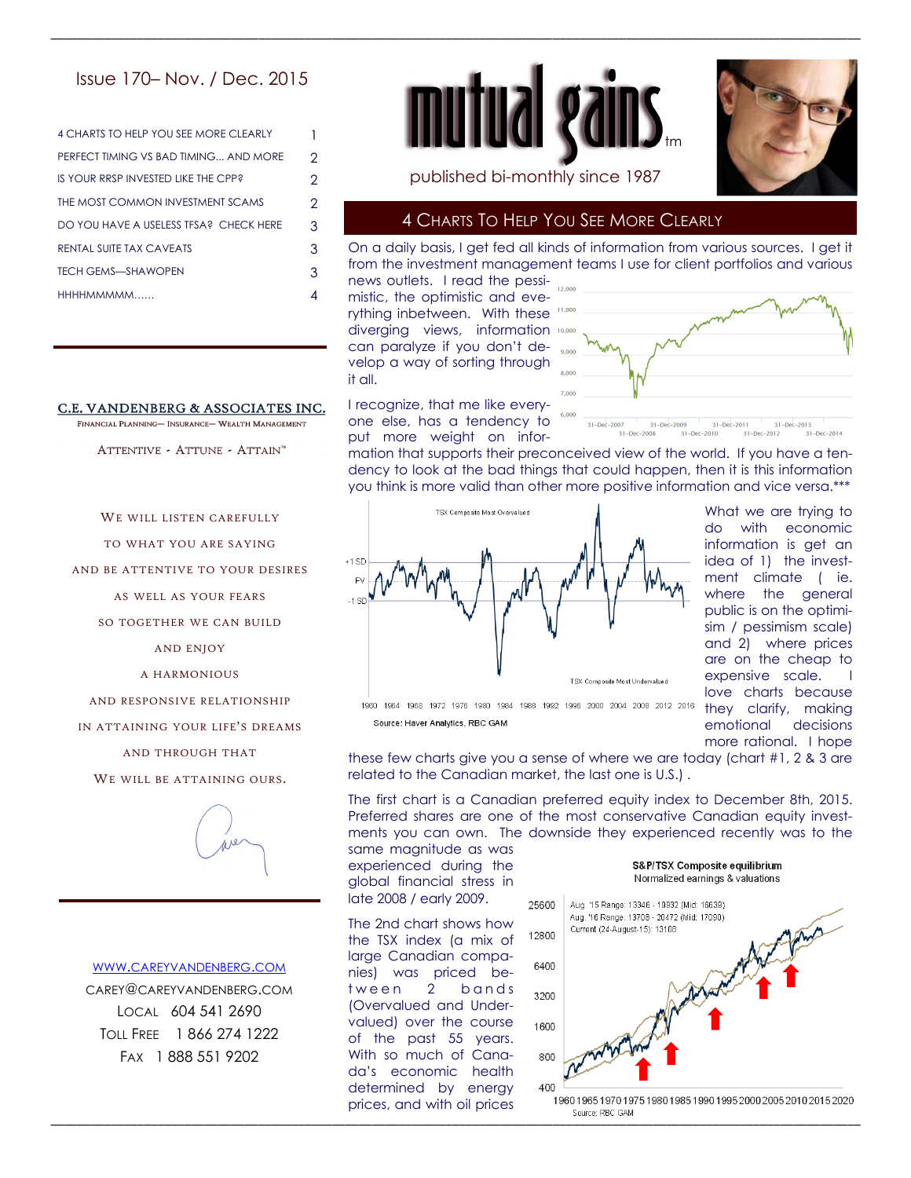Issue 170– Nov. / Dec. 2015

| | |
|---|---|
| 4 CHARTS TO HELP YOU SEE MORE CLEARLY | 1 |
| PERFECT TIMING VS BAD TIMING... AND MORE | 2 |
| IS YOUR RRSP INVESTED LIKE THE CPP? | 2 |
| THE MOST COMMON INVESTMENT SCAMS | 2 |
| DO YOU HAVE A USELESS TFSA? CHECK HERE | 3 |
| RENTAL SUITE TAX CAVEATS | 3 |
| TECH GEMS—SHAWOPEN | 3 |
| HHHHMMMMMM...... | 4 |

# mutual gains™

published bi-monthly since 1987

**C.E. VANDENBERG & ASSOCIATES INC.**

FINANCIAL PLANNING— INSURANCE— WEALTH MANAGEMENT

ATTENTIVE - ATTUNE - ATTAIN™

WE WILL LISTEN CAREFULLY
TO WHAT YOU ARE SAYING
AND BE ATTENTIVE TO YOUR DESIRES
AS WELL AS YOUR FEARS
SO TOGETHER WE CAN BUILD
AND ENJOY
A HARMONIOUS
AND RESPONSIVE RELATIONSHIP
IN ATTAINING YOUR LIFE'S DREAMS
AND THROUGH THAT
WE WILL BE ATTAINING OURS.

WWW.CAREYVANDENBERG.COM
CAREY@CAREYVANDENBERG.COM
LOCAL 604 541 2690
TOLL FREE 1 866 274 1222
FAX 1 888 551 9202

## 4 CHARTS TO HELP YOU SEE MORE CLEARLY

On a daily basis, I get fed all kinds of information from various sources. I get it from the investment management teams I use for client portfolios and various news outlets. I read the pessimistic, the optimistic and everything inbetween. With these diverging views, information can paralyze if you don't develop a way of sorting through it all.

I recognize, that me like everyone else, has a tendency to put more weight on information that supports their preconceived view of the world. If you have a tendency to look at the bad things that could happen, then it is this information you think is more valid than other more positive information and vice versa.***

What we are trying to do with economic information is get an idea of 1) the investment climate ( ie. where the general public is on the optimisim / pessimism scale) and 2) where prices are on the cheap to expensive scale. I love charts because they clarify, making emotional decisions more rational. I hope these few charts give you a sense of where we are today (chart #1, 2 & 3 are related to the Canadian market, the last one is U.S.) .

Source: Haver Analytics, RBC GAM

The first chart is a Canadian preferred equity index to December 8th, 2015. Preferred shares are one of the most conservative Canadian equity investments you can own. The downside they experienced recently was to the same magnitude as was experienced during the global financial stress in late 2008 / early 2009.

The 2nd chart shows how the TSX index (a mix of large Canadian companies) was priced between 2 bands (Overvalued and Undervalued) over the course of the past 55 years. With so much of Canada's economic health determined by energy prices, and with oil prices

S&P/TSX Composite equilibrium
Normalized earnings & valuations

Source: RBC GAM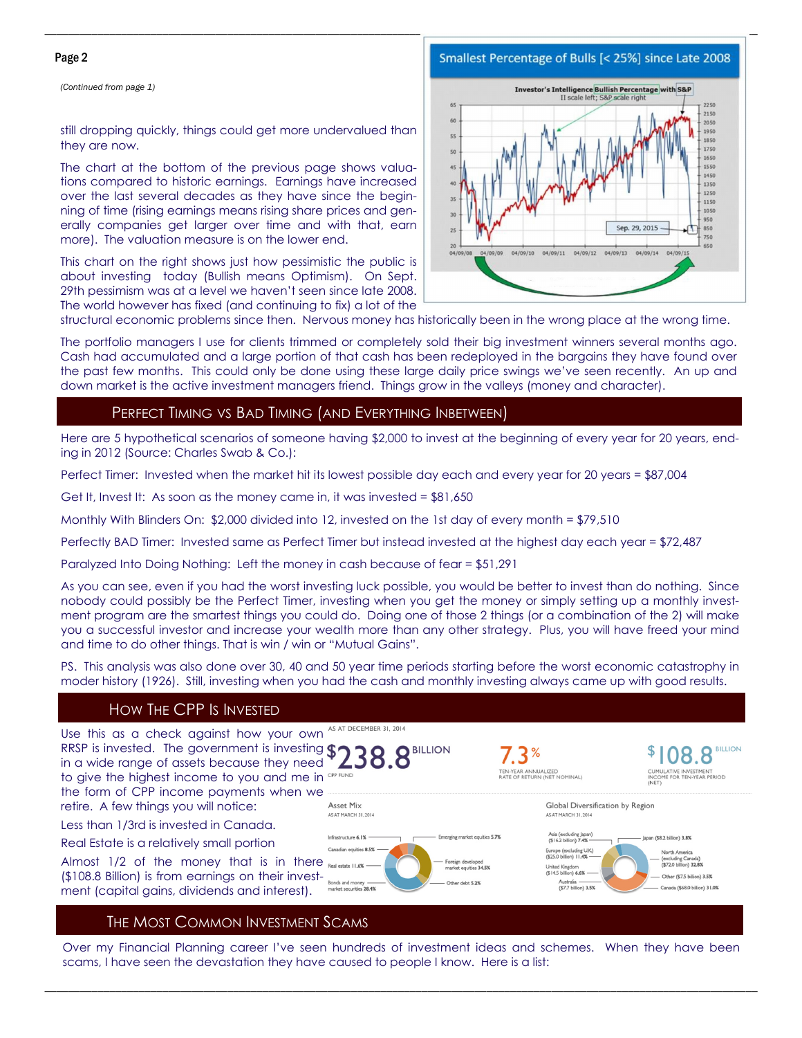*(Continued from page 1)*

still dropping quickly, things could get more undervalued than they are now.

The chart at the bottom of the previous page shows valuations compared to historic earnings. Earnings have increased over the last several decades as they have since the beginning of time (rising earnings means rising share prices and generally companies get larger over time and with that, earn more). The valuation measure is on the lower end.

This chart on the right shows just how pessimistic the public is about investing today (Bullish means Optimism). On Sept. 29th pessimism was at a level we haven't seen since late 2008. The world however has fixed (and continuing to fix) a lot of the structural economic problems since then. Nervous money has historically been in the wrong place at the wrong time.

**Smallest Percentage of Bulls [< 25%] since Late 2008**

The portfolio managers I use for clients trimmed or completely sold their big investment winners several months ago. Cash had accumulated and a large portion of that cash has been redeployed in the bargains they have found over the past few months. This could only be done using these large daily price swings we've seen recently. An up and down market is the active investment managers friend. Things grow in the valleys (money and character).

## Perfect Timing vs Bad Timing (and Everything Inbetween)

Here are 5 hypothetical scenarios of someone having $2,000 to invest at the beginning of every year for 20 years, ending in 2012 (Source: Charles Swab & Co.):

Perfect Timer: Invested when the market hit its lowest possible day each and every year for 20 years = $87,004

Get It, Invest It: As soon as the money came in, it was invested = $81,650

Monthly With Blinders On: $2,000 divided into 12, invested on the 1st day of every month = $79,510

Perfectly BAD Timer: Invested same as Perfect Timer but instead invested at the highest day each year = $72,487

Paralyzed Into Doing Nothing: Left the money in cash because of fear = $51,291

As you can see, even if you had the worst investing luck possible, you would be better to invest than do nothing. Since nobody could possibly be the Perfect Timer, investing when you get the money or simply setting up a monthly investment program are the smartest things you could do. Doing one of those 2 things (or a combination of the 2) will make you a successful investor and increase your wealth more than any other strategy. Plus, you will have freed your mind and time to do other things. That is win / win or "Mutual Gains".

PS. This analysis was also done over 30, 40 and 50 year time periods starting before the worst economic catastrophy in moder history (1926). Still, investing when you had the cash and monthly investing always came up with good results.

## How The CPP Is Invested

Use this as a check against how your own RRSP is invested. The government is investing in a wide range of assets because they need to give the highest income to you and me in the form of CPP income payments when we retire. A few things you will notice:

Less than 1/3rd is invested in Canada.

Real Estate is a relatively small portion

Almost 1/2 of the money that is in there ($108.8 Billion) is from earnings on their investment (capital gains, dividends and interest).

## The Most Common Investment Scams

Over my Financial Planning career I've seen hundreds of investment ideas and schemes. When they have been scams, I have seen the devastation they have caused to people I know. Here is a list: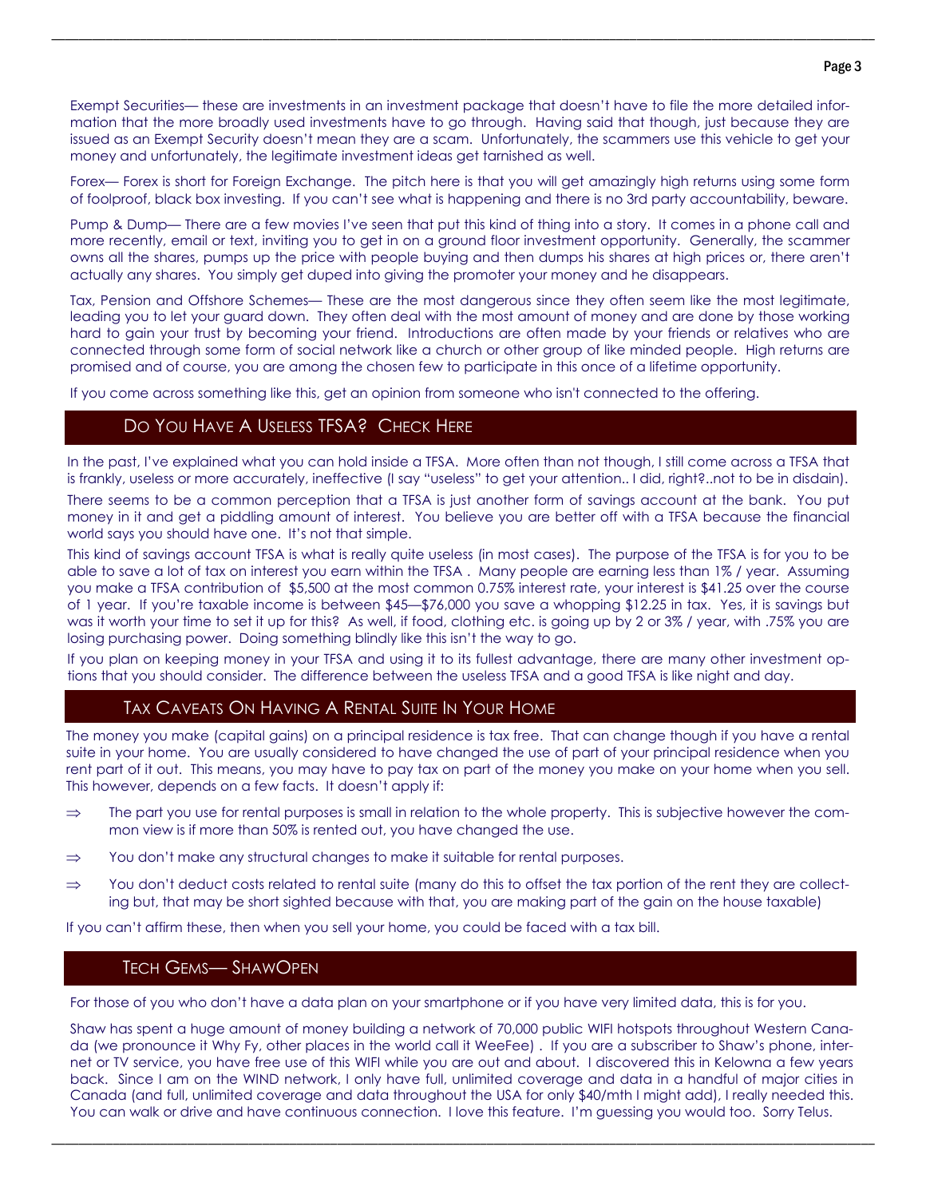Exempt Securities— these are investments in an investment package that doesn't have to file the more detailed information that the more broadly used investments have to go through. Having said that though, just because they are issued as an Exempt Security doesn't mean they are a scam. Unfortunately, the scammers use this vehicle to get your money and unfortunately, the legitimate investment ideas get tarnished as well.

Forex— Forex is short for Foreign Exchange. The pitch here is that you will get amazingly high returns using some form of foolproof, black box investing. If you can't see what is happening and there is no 3rd party accountability, beware.

Pump & Dump— There are a few movies I've seen that put this kind of thing into a story. It comes in a phone call and more recently, email or text, inviting you to get in on a ground floor investment opportunity. Generally, the scammer owns all the shares, pumps up the price with people buying and then dumps his shares at high prices or, there aren't actually any shares. You simply get duped into giving the promoter your money and he disappears.

Tax, Pension and Offshore Schemes— These are the most dangerous since they often seem like the most legitimate, leading you to let your guard down. They often deal with the most amount of money and are done by those working hard to gain your trust by becoming your friend. Introductions are often made by your friends or relatives who are connected through some form of social network like a church or other group of like minded people. High returns are promised and of course, you are among the chosen few to participate in this once of a lifetime opportunity.

If you come across something like this, get an opinion from someone who isn't connected to the offering.

## Do You Have A Useless TFSA? Check Here

In the past, I've explained what you can hold inside a TFSA. More often than not though, I still come across a TFSA that is frankly, useless or more accurately, ineffective (I say "useless" to get your attention.. I did, right?..not to be in disdain).

There seems to be a common perception that a TFSA is just another form of savings account at the bank. You put money in it and get a piddling amount of interest. You believe you are better off with a TFSA because the financial world says you should have one. It's not that simple.

This kind of savings account TFSA is what is really quite useless (in most cases). The purpose of the TFSA is for you to be able to save a lot of tax on interest you earn within the TFSA . Many people are earning less than 1% / year. Assuming you make a TFSA contribution of $5,500 at the most common 0.75% interest rate, your interest is $41.25 over the course of 1 year. If you're taxable income is between $45—$76,000 you save a whopping $12.25 in tax. Yes, it is savings but was it worth your time to set it up for this? As well, if food, clothing etc. is going up by 2 or 3% / year, with .75% you are losing purchasing power. Doing something blindly like this isn't the way to go.

If you plan on keeping money in your TFSA and using it to its fullest advantage, there are many other investment options that you should consider. The difference between the useless TFSA and a good TFSA is like night and day.

## Tax Caveats On Having A Rental Suite In Your Home

The money you make (capital gains) on a principal residence is tax free. That can change though if you have a rental suite in your home. You are usually considered to have changed the use of part of your principal residence when you rent part of it out. This means, you may have to pay tax on part of the money you make on your home when you sell. This however, depends on a few facts. It doesn't apply if:

- ⇒ The part you use for rental purposes is small in relation to the whole property. This is subjective however the common view is if more than 50% is rented out, you have changed the use.
- ⇒ You don't make any structural changes to make it suitable for rental purposes.
- ⇒ You don't deduct costs related to rental suite (many do this to offset the tax portion of the rent they are collecting but, that may be short sighted because with that, you are making part of the gain on the house taxable)

If you can't affirm these, then when you sell your home, you could be faced with a tax bill.

## Tech Gems— ShawOpen

For those of you who don't have a data plan on your smartphone or if you have very limited data, this is for you.

Shaw has spent a huge amount of money building a network of 70,000 public WIFI hotspots throughout Western Canada (we pronounce it Why Fy, other places in the world call it WeeFee) . If you are a subscriber to Shaw's phone, internet or TV service, you have free use of this WIFI while you are out and about. I discovered this in Kelowna a few years back. Since I am on the WIND network, I only have full, unlimited coverage and data in a handful of major cities in Canada (and full, unlimited coverage and data throughout the USA for only $40/mth I might add), I really needed this. You can walk or drive and have continuous connection. I love this feature. I'm guessing you would too. Sorry Telus.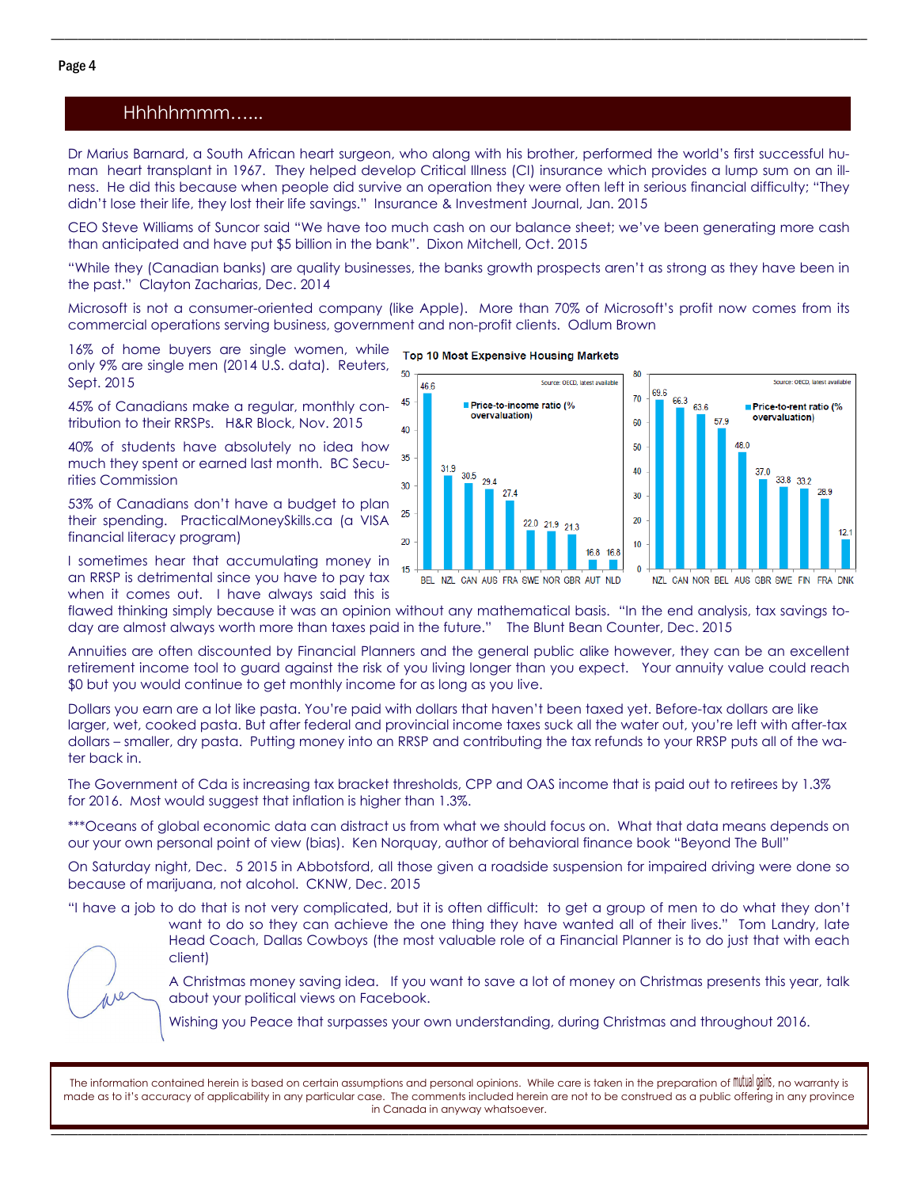## Hhhhhmmm…...

Dr Marius Barnard, a South African heart surgeon, who along with his brother, performed the world's first successful human heart transplant in 1967. They helped develop Critical Illness (CI) insurance which provides a lump sum on an illness. He did this because when people did survive an operation they were often left in serious financial difficulty; "They didn't lose their life, they lost their life savings." Insurance & Investment Journal, Jan. 2015

CEO Steve Williams of Suncor said "We have too much cash on our balance sheet; we've been generating more cash than anticipated and have put $5 billion in the bank". Dixon Mitchell, Oct. 2015

"While they (Canadian banks) are quality businesses, the banks growth prospects aren't as strong as they have been in the past." Clayton Zacharias, Dec. 2014

Microsoft is not a consumer-oriented company (like Apple). More than 70% of Microsoft's profit now comes from its commercial operations serving business, government and non-profit clients. Odlum Brown

16% of home buyers are single women, while only 9% are single men (2014 U.S. data). Reuters, Sept. 2015

45% of Canadians make a regular, monthly contribution to their RRSPs. H&R Block, Nov. 2015

40% of students have absolutely no idea how much they spent or earned last month. BC Securities Commission

53% of Canadians don't have a budget to plan their spending. PracticalMoneySkills.ca (a VISA financial literacy program)

**Top 10 Most Expensive Housing Markets**

Price-to-income ratio (% overvaluation)

Source: OECD, latest available

BEL 46.6, NZL 31.9, CAN 30.5, AUS 29.4, FRA 27.4, SWE 22.0, NOR 21.9, GBR 21.3, AUT 16.8, NLD 16.8

Price-to-rent ratio (% overvaluation)

Source: OECD, latest available

NZL 69.6, CAN 66.3, NOR 63.6, BEL 57.9, AUS 48.0, GBR 37.0, SWE 33.8, FIN 33.2, FRA 28.9, DNK 12.1

I sometimes hear that accumulating money in an RRSP is detrimental since you have to pay tax when it comes out. I have always said this is flawed thinking simply because it was an opinion without any mathematical basis. "In the end analysis, tax savings today are almost always worth more than taxes paid in the future." The Blunt Bean Counter, Dec. 2015

Annuities are often discounted by Financial Planners and the general public alike however, they can be an excellent retirement income tool to guard against the risk of you living longer than you expect. Your annuity value could reach $0 but you would continue to get monthly income for as long as you live.

Dollars you earn are a lot like pasta. You're paid with dollars that haven't been taxed yet. Before-tax dollars are like larger, wet, cooked pasta. But after federal and provincial income taxes suck all the water out, you're left with after-tax dollars – smaller, dry pasta. Putting money into an RRSP and contributing the tax refunds to your RRSP puts all of the water back in.

The Government of Cda is increasing tax bracket thresholds, CPP and OAS income that is paid out to retirees by 1.3% for 2016. Most would suggest that inflation is higher than 1.3%.

***Oceans of global economic data can distract us from what we should focus on. What that data means depends on our your own personal point of view (bias). Ken Norquay, author of behavioral finance book "Beyond The Bull"

On Saturday night, Dec. 5 2015 in Abbotsford, all those given a roadside suspension for impaired driving were done so because of marijuana, not alcohol. CKNW, Dec. 2015

"I have a job to do that is not very complicated, but it is often difficult: to get a group of men to do what they don't want to do so they can achieve the one thing they have wanted all of their lives." Tom Landry, late Head Coach, Dallas Cowboys (the most valuable role of a Financial Planner is to do just that with each client)

A Christmas money saving idea. If you want to save a lot of money on Christmas presents this year, talk about your political views on Facebook.

Wishing you Peace that surpasses your own understanding, during Christmas and throughout 2016.

The information contained herein is based on certain assumptions and personal opinions. While care is taken in the preparation of mutual gains, no warranty is made as to it's accuracy of applicability in any particular case. The comments included herein are not to be construed as a public offering in any province in Canada in anyway whatsoever.